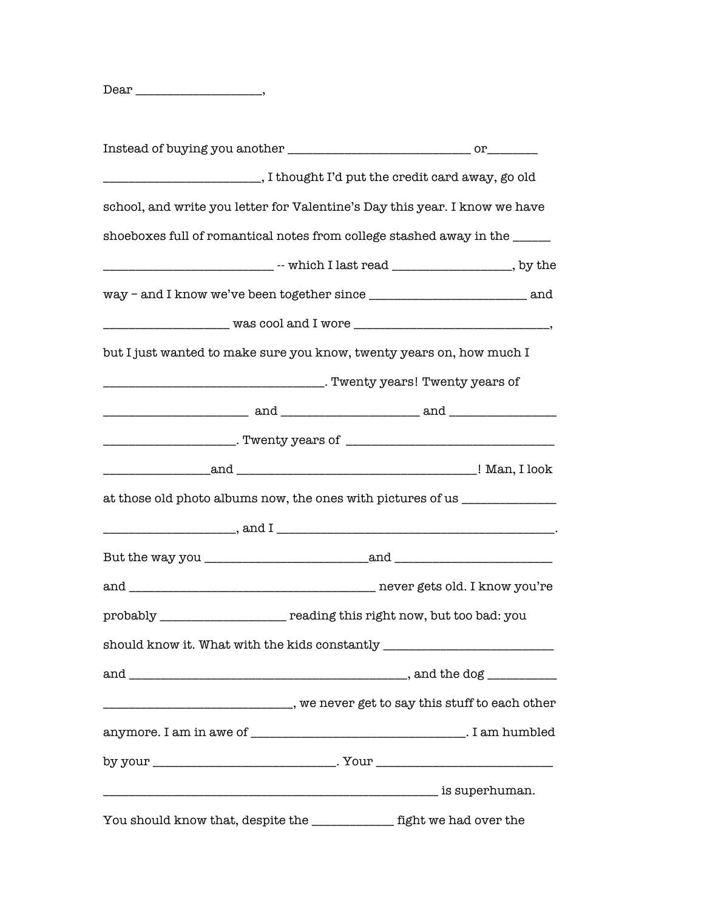Dear ___________________,

Instead of buying you another ___________________________ or________ _______________________, I thought I'd put the credit card away, go old school, and write you letter for Valentine's Day this year. I know we have shoeboxes full of romantical notes from college stashed away in the ______ _________________________ -- which I last read _________________, by the way – and I know we've been together since _______________________ and __________________ was cool and I wore ____________________________, but I just wanted to make sure you know, twenty years on, how much I ________________________________. Twenty years! Twenty years of _____________________ and ____________________ and _______________ __________________. Twenty years of ______________________________ _______________and __________________________________! Man, I look at those old photo albums now, the ones with pictures of us _____________ __________________, and I _______________________________________. But the way you ________________________and _______________________ and ____________________________________ never gets old. I know you're probably __________________ reading this right now, but too bad: you should know it. What with the kids constantly _________________________ and __________________________________________, and the dog __________ ____________________________, we never get to say this stuff to each other anymore. I am in awe of ______________________________. I am humbled by your ___________________________. Your __________________________ _________________________________________________ is superhuman.

You should know that, despite the ____________ fight we had over the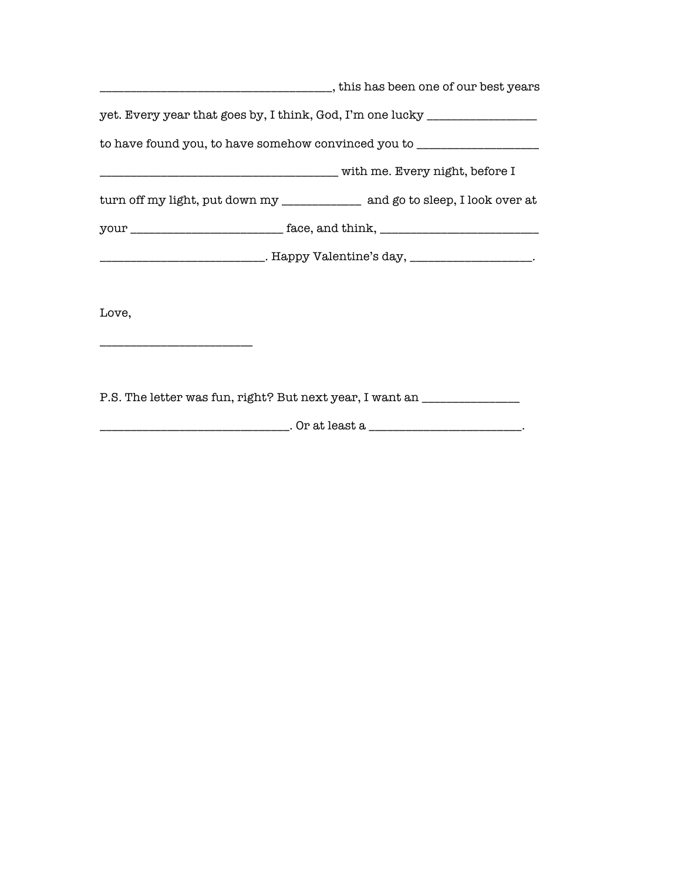_________________________________, this has been one of our best years yet. Every year that goes by, I think, God, I'm one lucky _______________ to have found you, to have somehow convinced you to _________________ _________________________________ with me. Every night, before I turn off my light, put down my ___________ and go to sleep, I look over at your ______________________ face, and think, _______________________ ________________________. Happy Valentine's day, _________________.

Love,

______________________

P.S. The letter was fun, right? But next year, I want an ______________ ___________________________. Or at least a ______________________.